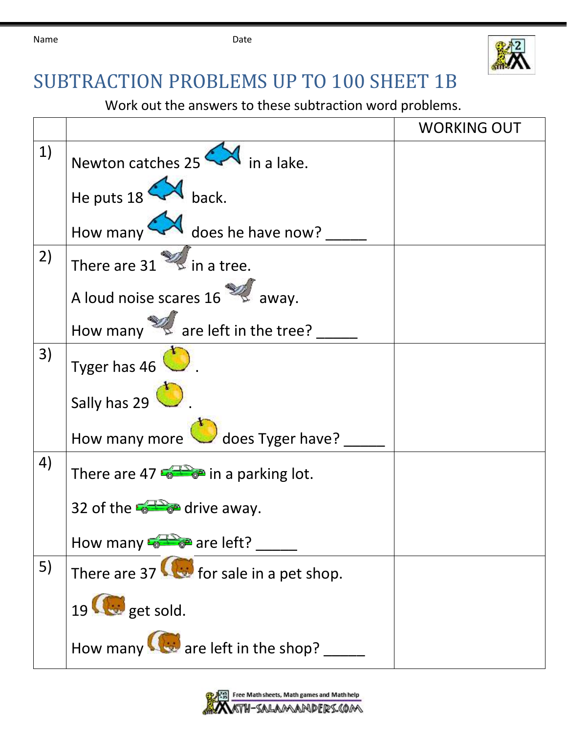Name Date

# SUBTRACTION PROBLEMS UP TO 100 SHEET 1B

Work out the answers to these subtraction word problems.

| | | WORKING OUT |
|---|---|---|
| 1) | Newton catches 25 in a lake.<br><br>He puts 18 back.<br><br>How many does he have now? _____ | |
| 2) | There are 31 in a tree.<br><br>A loud noise scares 16 away.<br><br>How many are left in the tree? _____ | |
| 3) | Tyger has 46 .<br><br>Sally has 29 .<br><br>How many more does Tyger have? _____ | |
| 4) | There are 47 in a parking lot.<br><br>32 of the drive away.<br><br>How many are left? _____ | |
| 5) | There are 37 for sale in a pet shop.<br><br>19 get sold.<br><br>How many are left in the shop? _____ | |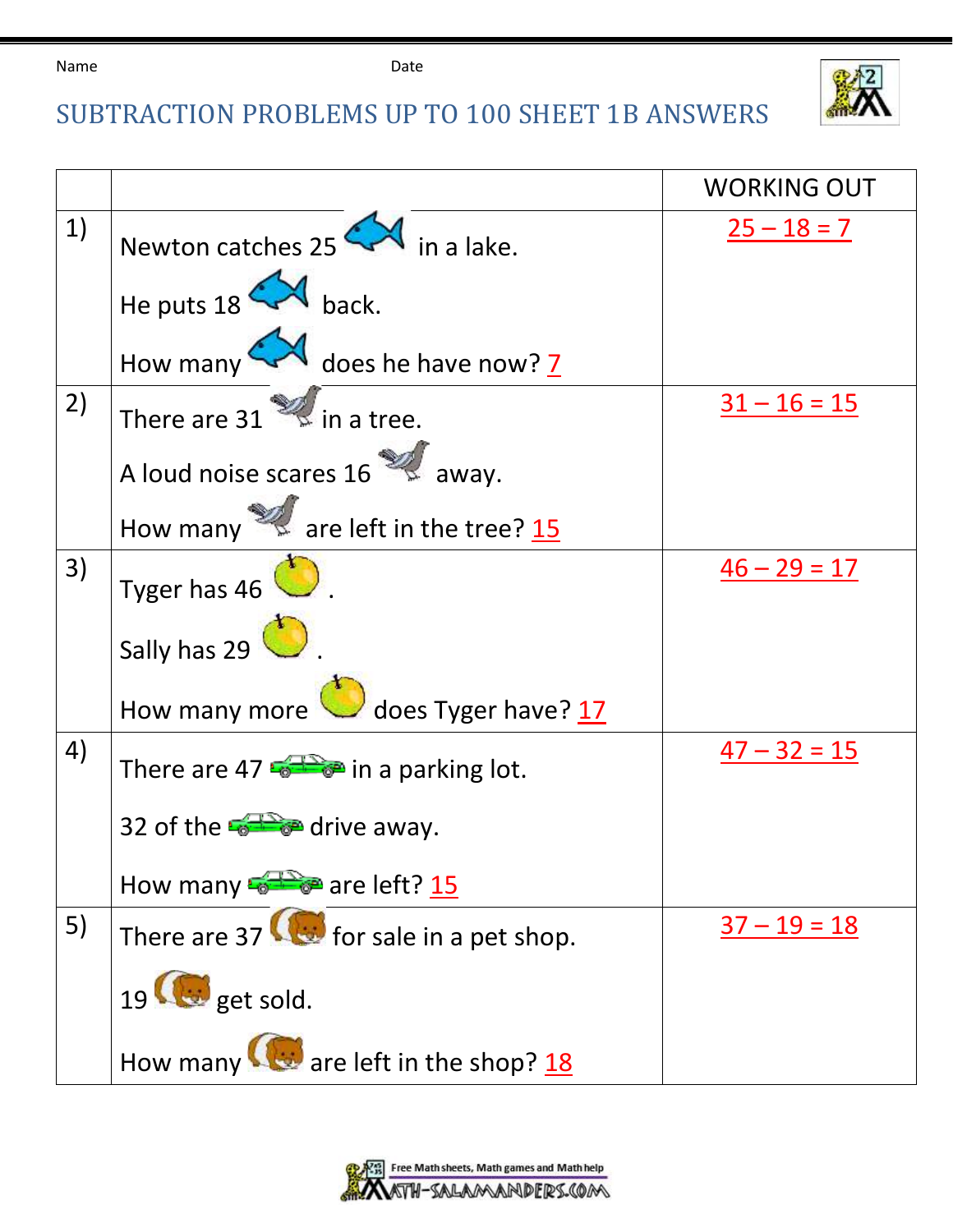Name Date

# SUBTRACTION PROBLEMS UP TO 100 SHEET 1B ANSWERS

| | | WORKING OUT |
|---|---|---|
| 1) | Newton catches 25 in a lake.<br><br>He puts 18 back.<br><br>How many does he have now? 7 | 25 – 18 = 7 |
| 2) | There are 31 in a tree.<br><br>A loud noise scares 16 away.<br><br>How many are left in the tree? 15 | 31 – 16 = 15 |
| 3) | Tyger has 46 .<br><br>Sally has 29 .<br><br>How many more does Tyger have? 17 | 46 – 29 = 17 |
| 4) | There are 47 in a parking lot.<br><br>32 of the drive away.<br><br>How many are left? 15 | 47 – 32 = 15 |
| 5) | There are 37 for sale in a pet shop.<br><br>19 get sold.<br><br>How many are left in the shop? 18 | 37 – 19 = 18 |

Free Math sheets, Math games and Math help
MATH-SALAMANDERS.COM